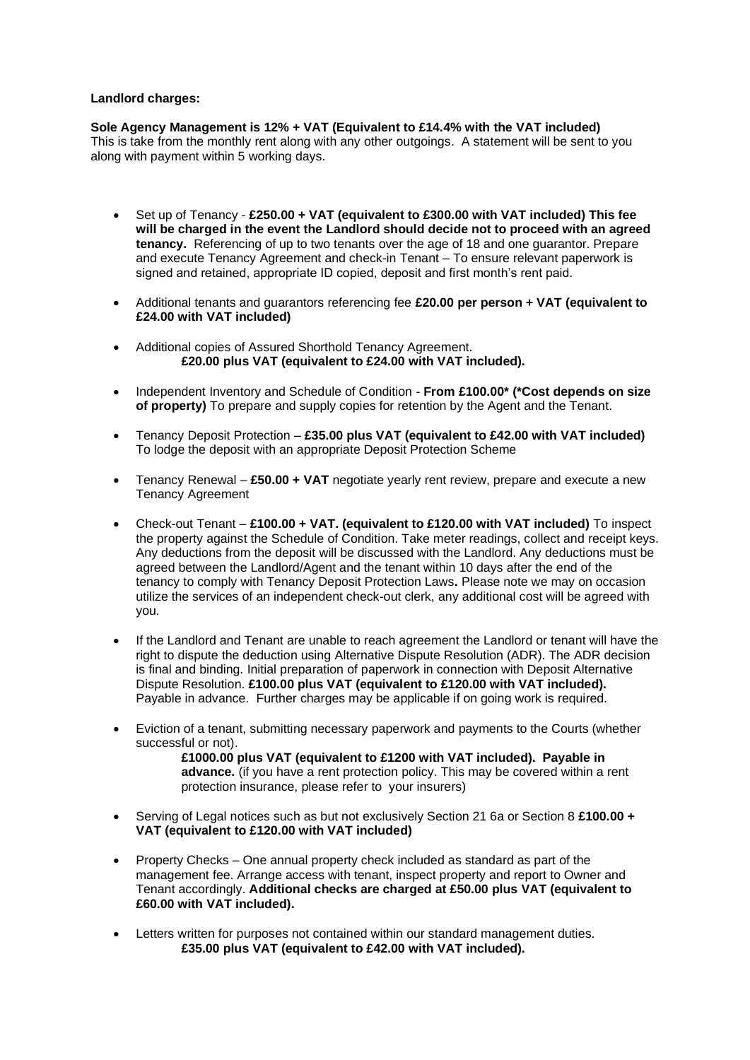**Landlord charges:**

**Sole Agency Management is 12% + VAT (Equivalent to £14.4% with the VAT included)**
This is take from the monthly rent along with any other outgoings. A statement will be sent to you along with payment within 5 working days.

- Set up of Tenancy - **£250.00 + VAT (equivalent to £300.00 with VAT included) This fee will be charged in the event the Landlord should decide not to proceed with an agreed tenancy.** Referencing of up to two tenants over the age of 18 and one guarantor. Prepare and execute Tenancy Agreement and check-in Tenant – To ensure relevant paperwork is signed and retained, appropriate ID copied, deposit and first month's rent paid.

- Additional tenants and guarantors referencing fee **£20.00 per person + VAT (equivalent to £24.00 with VAT included)**

- Additional copies of Assured Shorthold Tenancy Agreement.
  **£20.00 plus VAT (equivalent to £24.00 with VAT included).**

- Independent Inventory and Schedule of Condition - **From £100.00\* (\*Cost depends on size of property)** To prepare and supply copies for retention by the Agent and the Tenant.

- Tenancy Deposit Protection – **£35.00 plus VAT (equivalent to £42.00 with VAT included)** To lodge the deposit with an appropriate Deposit Protection Scheme

- Tenancy Renewal – **£50.00 + VAT** negotiate yearly rent review, prepare and execute a new Tenancy Agreement

- Check-out Tenant – **£100.00 + VAT. (equivalent to £120.00 with VAT included)** To inspect the property against the Schedule of Condition. Take meter readings, collect and receipt keys. Any deductions from the deposit will be discussed with the Landlord. Any deductions must be agreed between the Landlord/Agent and the tenant within 10 days after the end of the tenancy to comply with Tenancy Deposit Protection Laws**.** Please note we may on occasion utilize the services of an independent check-out clerk, any additional cost will be agreed with you.

- If the Landlord and Tenant are unable to reach agreement the Landlord or tenant will have the right to dispute the deduction using Alternative Dispute Resolution (ADR). The ADR decision is final and binding. Initial preparation of paperwork in connection with Deposit Alternative Dispute Resolution. **£100.00 plus VAT (equivalent to £120.00 with VAT included).** Payable in advance. Further charges may be applicable if on going work is required.

- Eviction of a tenant, submitting necessary paperwork and payments to the Courts (whether successful or not).
  **£1000.00 plus VAT (equivalent to £1200 with VAT included). Payable in advance.** (if you have a rent protection policy. This may be covered within a rent protection insurance, please refer to your insurers)

- Serving of Legal notices such as but not exclusively Section 21 6a or Section 8 **£100.00 + VAT (equivalent to £120.00 with VAT included)**

- Property Checks – One annual property check included as standard as part of the management fee. Arrange access with tenant, inspect property and report to Owner and Tenant accordingly. **Additional checks are charged at £50.00 plus VAT (equivalent to £60.00 with VAT included).**

- Letters written for purposes not contained within our standard management duties.
  **£35.00 plus VAT (equivalent to £42.00 with VAT included).**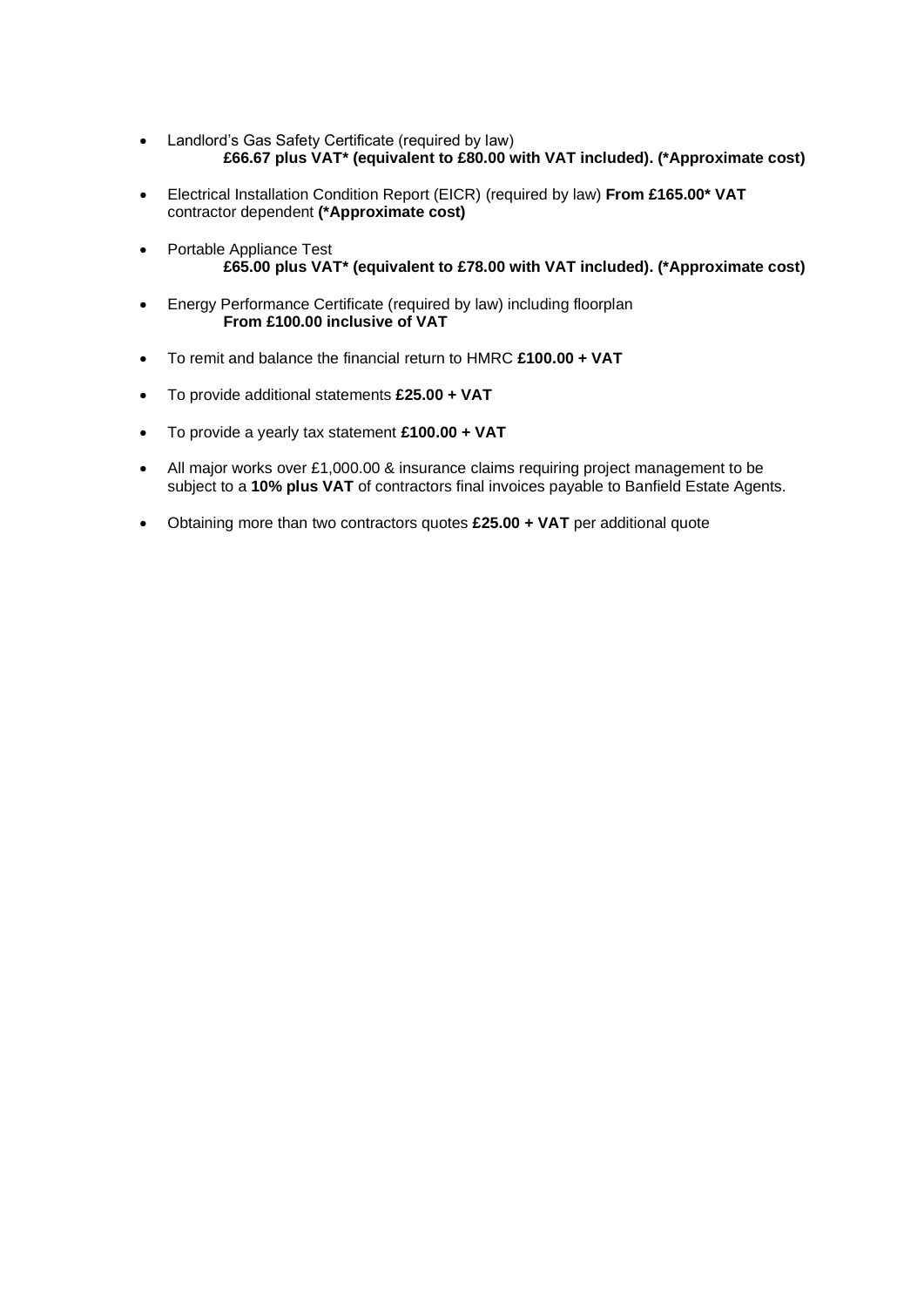- Landlord's Gas Safety Certificate (required by law)
  **£66.67 plus VAT* (equivalent to £80.00 with VAT included). (*Approximate cost)**

- Electrical Installation Condition Report (EICR) (required by law) **From £165.00* VAT** contractor dependent **(*Approximate cost)**

- Portable Appliance Test
  **£65.00 plus VAT* (equivalent to £78.00 with VAT included). (*Approximate cost)**

- Energy Performance Certificate (required by law) including floorplan
  **From £100.00 inclusive of VAT**

- To remit and balance the financial return to HMRC **£100.00 + VAT**

- To provide additional statements **£25.00 + VAT**

- To provide a yearly tax statement **£100.00 + VAT**

- All major works over £1,000.00 & insurance claims requiring project management to be subject to a **10% plus VAT** of contractors final invoices payable to Banfield Estate Agents.

- Obtaining more than two contractors quotes **£25.00 + VAT** per additional quote